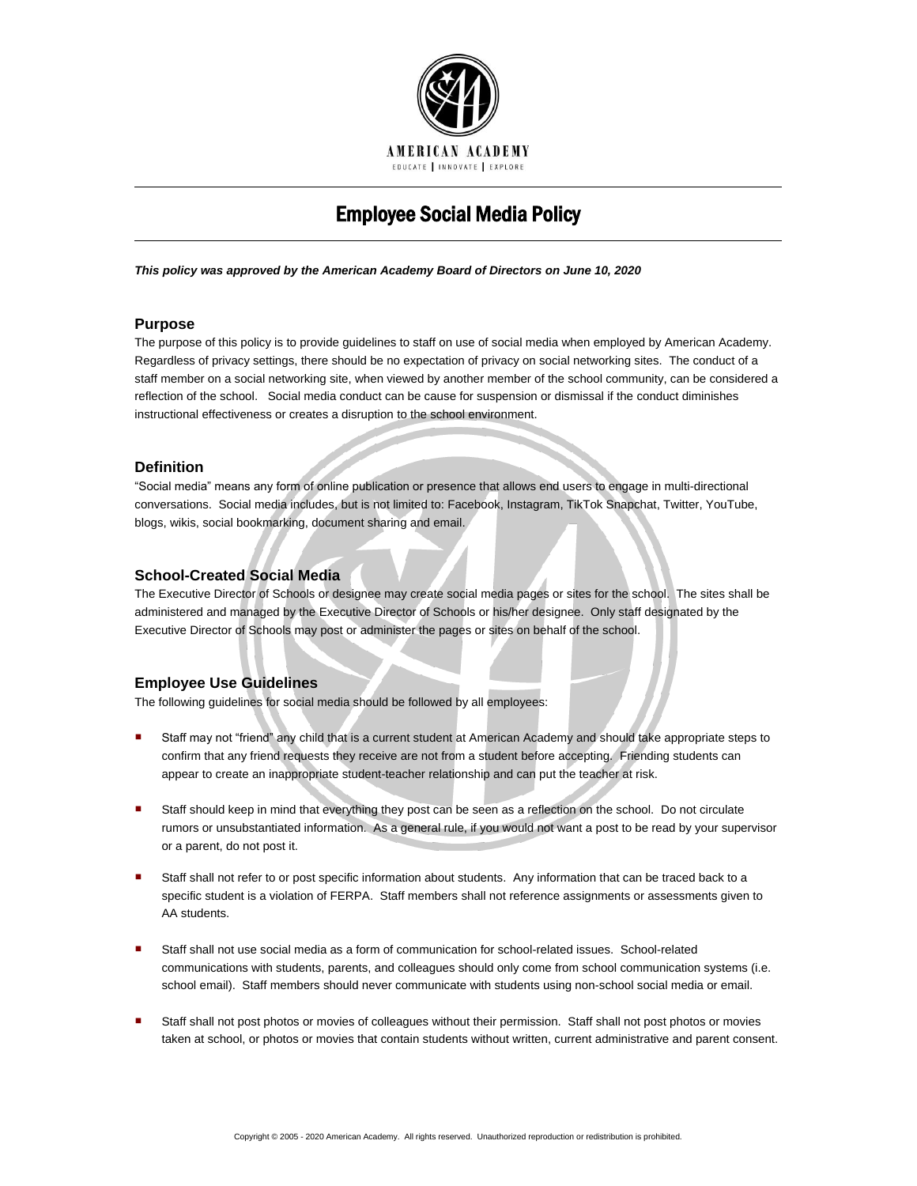AMERICAN ACADEMY

EDUCATE | INNOVATE | EXPLORE

# Employee Social Media Policy

***This policy was approved by the American Academy Board of Directors on June 10, 2020***

## Purpose

The purpose of this policy is to provide guidelines to staff on use of social media when employed by American Academy. Regardless of privacy settings, there should be no expectation of privacy on social networking sites. The conduct of a staff member on a social networking site, when viewed by another member of the school community, can be considered a reflection of the school. Social media conduct can be cause for suspension or dismissal if the conduct diminishes instructional effectiveness or creates a disruption to the school environment.

## Definition

"Social media" means any form of online publication or presence that allows end users to engage in multi-directional conversations. Social media includes, but is not limited to: Facebook, Instagram, TikTok Snapchat, Twitter, YouTube, blogs, wikis, social bookmarking, document sharing and email.

## School-Created Social Media

The Executive Director of Schools or designee may create social media pages or sites for the school. The sites shall be administered and managed by the Executive Director of Schools or his/her designee. Only staff designated by the Executive Director of Schools may post or administer the pages or sites on behalf of the school.

## Employee Use Guidelines

The following guidelines for social media should be followed by all employees:

- Staff may not "friend" any child that is a current student at American Academy and should take appropriate steps to confirm that any friend requests they receive are not from a student before accepting. Friending students can appear to create an inappropriate student-teacher relationship and can put the teacher at risk.
- Staff should keep in mind that everything they post can be seen as a reflection on the school. Do not circulate rumors or unsubstantiated information. As a general rule, if you would not want a post to be read by your supervisor or a parent, do not post it.
- Staff shall not refer to or post specific information about students. Any information that can be traced back to a specific student is a violation of FERPA. Staff members shall not reference assignments or assessments given to AA students.
- Staff shall not use social media as a form of communication for school-related issues. School-related communications with students, parents, and colleagues should only come from school communication systems (i.e. school email). Staff members should never communicate with students using non-school social media or email.
- Staff shall not post photos or movies of colleagues without their permission. Staff shall not post photos or movies taken at school, or photos or movies that contain students without written, current administrative and parent consent.

Copyright © 2005 - 2020 American Academy. All rights reserved. Unauthorized reproduction or redistribution is prohibited.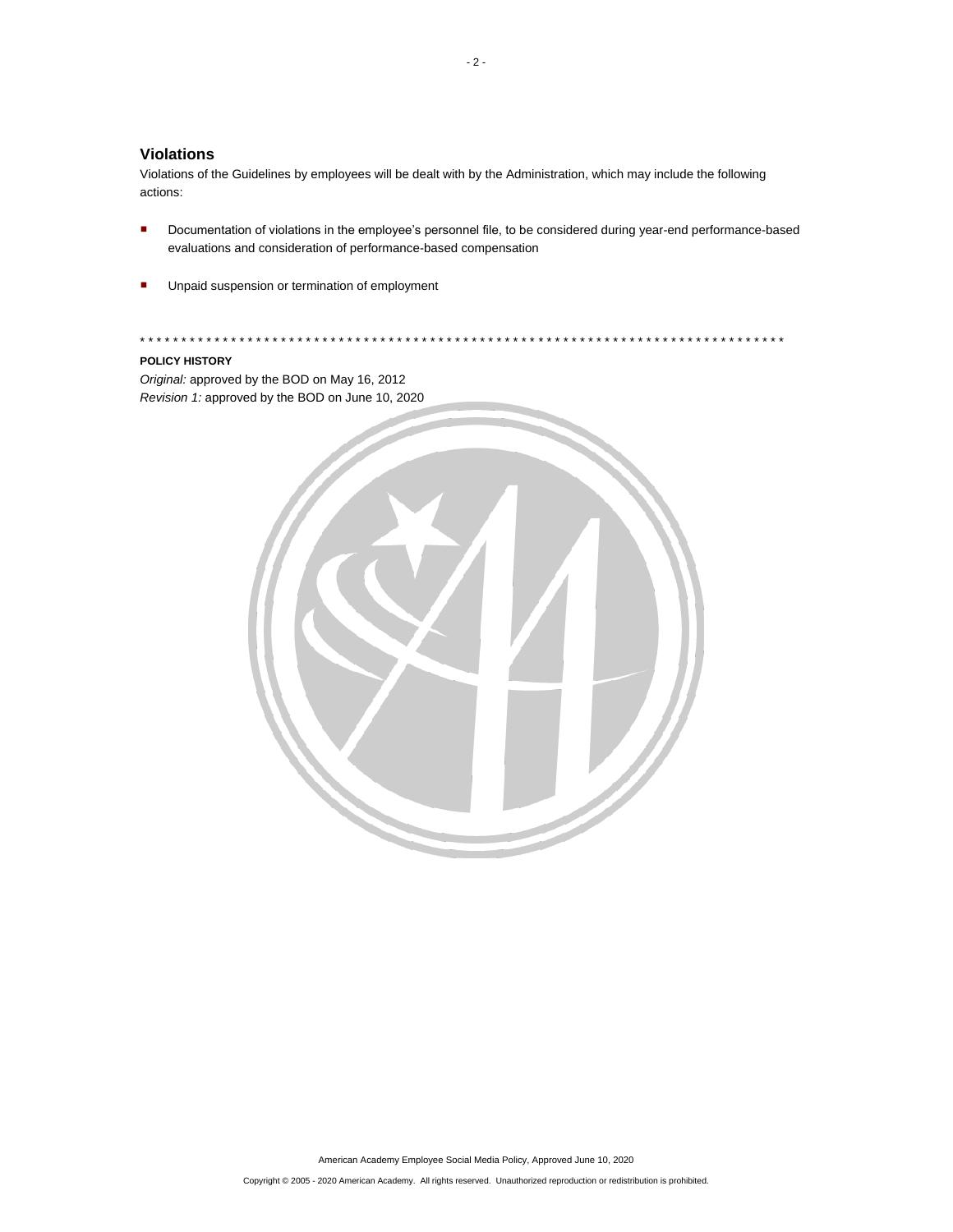## Violations

Violations of the Guidelines by employees will be dealt with by the Administration, which may include the following actions:

- Documentation of violations in the employee's personnel file, to be considered during year-end performance-based evaluations and consideration of performance-based compensation
- Unpaid suspension or termination of employment

* * * * * * * * * * * * * * * * * * * * * * * * * * * * * * * * * * * * * * * * * * * * * * * * * * * * * * * * * * * * * * * * * * * * * * * * * * * * * * * *

**POLICY HISTORY**

*Original:* approved by the BOD on May 16, 2012
*Revision 1:* approved by the BOD on June 10, 2020